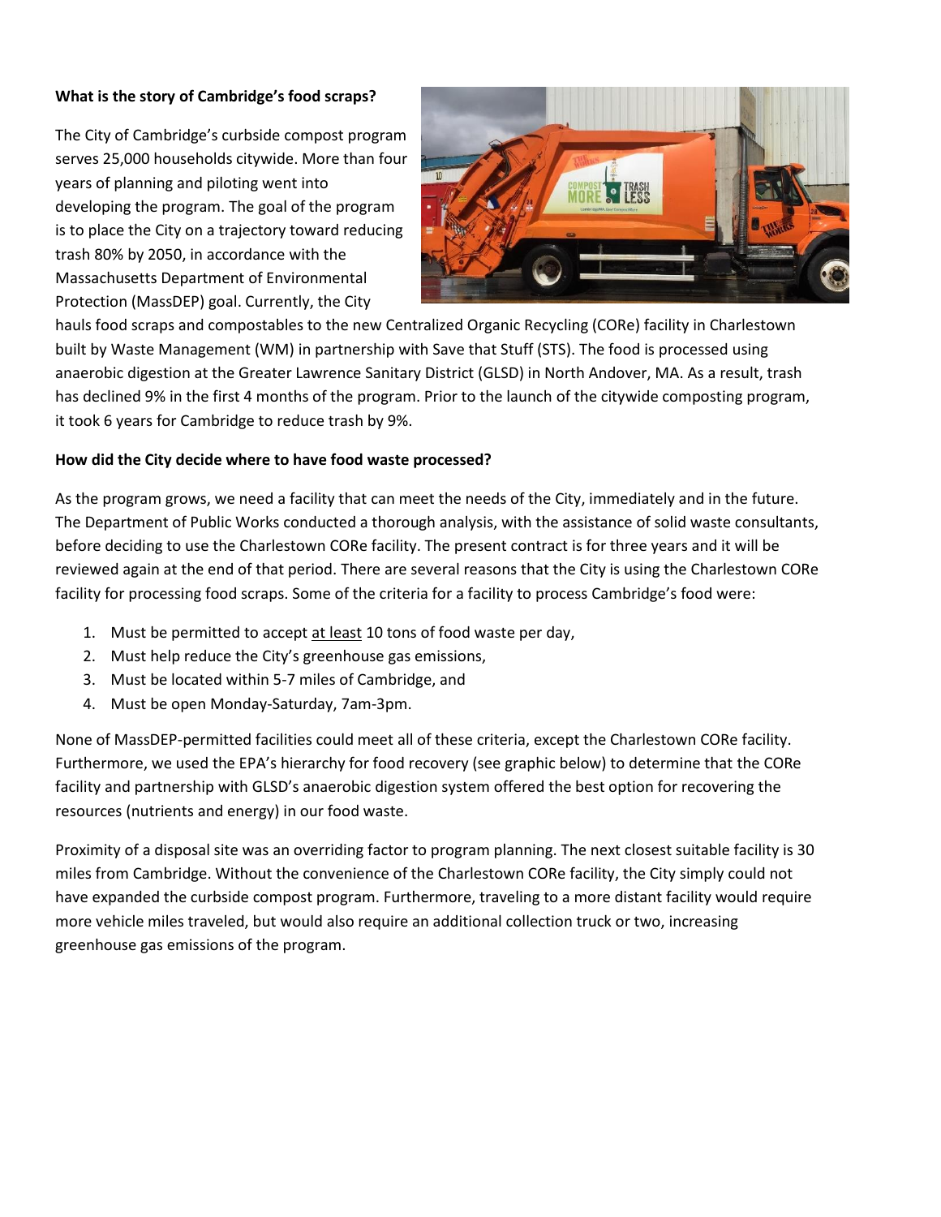**What is the story of Cambridge's food scraps?**

The City of Cambridge's curbside compost program serves 25,000 households citywide. More than four years of planning and piloting went into developing the program. The goal of the program is to place the City on a trajectory toward reducing trash 80% by 2050, in accordance with the Massachusetts Department of Environmental Protection (MassDEP) goal. Currently, the City hauls food scraps and compostables to the new Centralized Organic Recycling (CORe) facility in Charlestown built by Waste Management (WM) in partnership with Save that Stuff (STS). The food is processed using anaerobic digestion at the Greater Lawrence Sanitary District (GLSD) in North Andover, MA. As a result, trash has declined 9% in the first 4 months of the program. Prior to the launch of the citywide composting program, it took 6 years for Cambridge to reduce trash by 9%.

**How did the City decide where to have food waste processed?**

As the program grows, we need a facility that can meet the needs of the City, immediately and in the future. The Department of Public Works conducted a thorough analysis, with the assistance of solid waste consultants, before deciding to use the Charlestown CORe facility. The present contract is for three years and it will be reviewed again at the end of that period. There are several reasons that the City is using the Charlestown CORe facility for processing food scraps. Some of the criteria for a facility to process Cambridge's food were:

1. Must be permitted to accept <u>at least</u> 10 tons of food waste per day,
2. Must help reduce the City's greenhouse gas emissions,
3. Must be located within 5-7 miles of Cambridge, and
4. Must be open Monday-Saturday, 7am-3pm.

None of MassDEP-permitted facilities could meet all of these criteria, except the Charlestown CORe facility. Furthermore, we used the EPA's hierarchy for food recovery (see graphic below) to determine that the CORe facility and partnership with GLSD's anaerobic digestion system offered the best option for recovering the resources (nutrients and energy) in our food waste.

Proximity of a disposal site was an overriding factor to program planning. The next closest suitable facility is 30 miles from Cambridge. Without the convenience of the Charlestown CORe facility, the City simply could not have expanded the curbside compost program. Furthermore, traveling to a more distant facility would require more vehicle miles traveled, but would also require an additional collection truck or two, increasing greenhouse gas emissions of the program.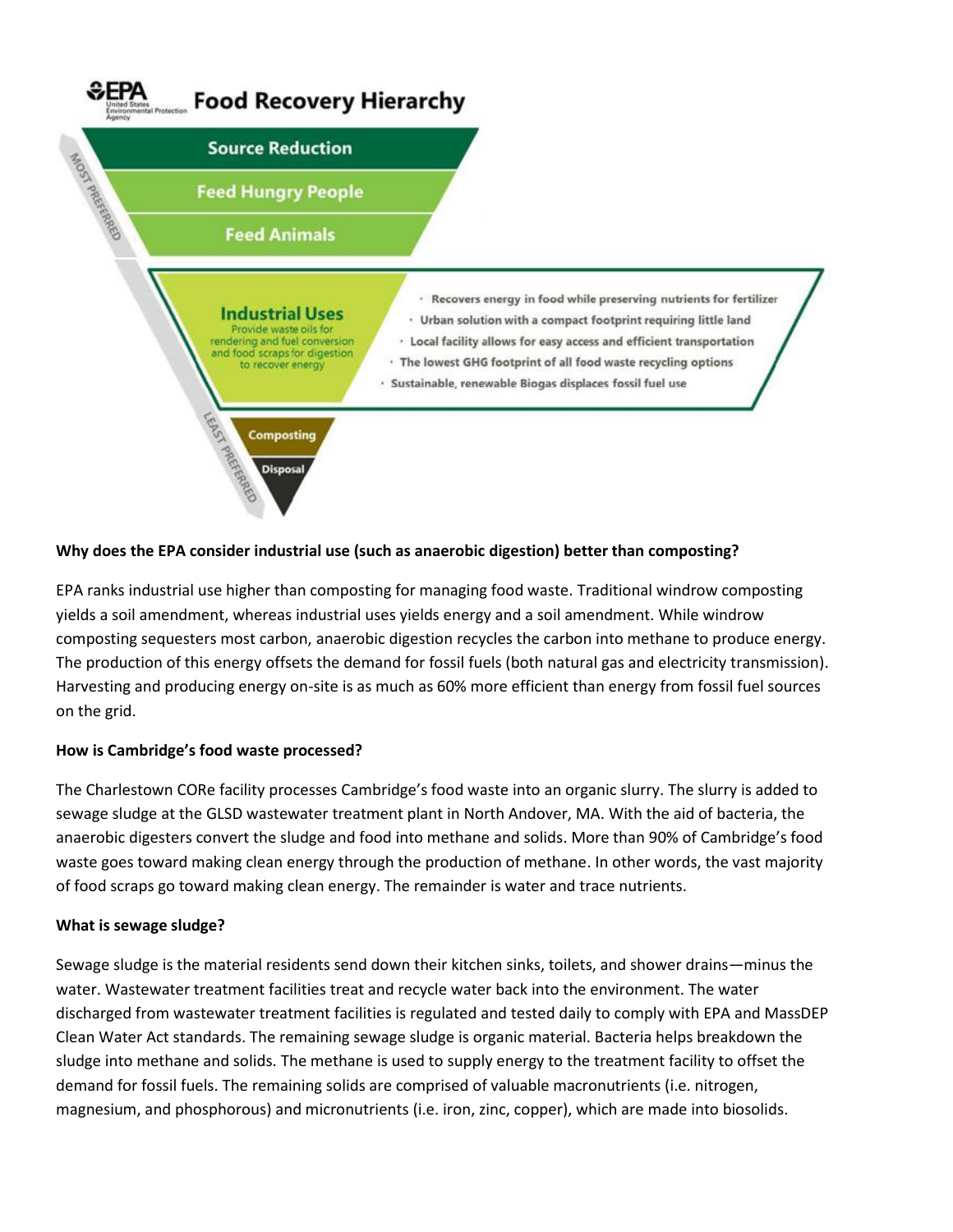EPA Food Recovery Hierarchy

- Source Reduction
- Feed Hungry People
- Feed Animals
- Industrial Uses — Provide waste oils for rendering and fuel conversion and food scraps for digestion to recover energy
  - Recovers energy in food while preserving nutrients for fertilizer
  - Urban solution with a compact footprint requiring little land
  - Local facility allows for easy access and efficient transportation
  - The lowest GHG footprint of all food waste recycling options
  - Sustainable, renewable Biogas displaces fossil fuel use
- Composting
- Disposal

MOST PREFERRED → LEAST PREFERRED

**Why does the EPA consider industrial use (such as anaerobic digestion) better than composting?**

EPA ranks industrial use higher than composting for managing food waste. Traditional windrow composting yields a soil amendment, whereas industrial uses yields energy and a soil amendment. While windrow composting sequesters most carbon, anaerobic digestion recycles the carbon into methane to produce energy. The production of this energy offsets the demand for fossil fuels (both natural gas and electricity transmission). Harvesting and producing energy on-site is as much as 60% more efficient than energy from fossil fuel sources on the grid.

**How is Cambridge's food waste processed?**

The Charlestown CORe facility processes Cambridge's food waste into an organic slurry. The slurry is added to sewage sludge at the GLSD wastewater treatment plant in North Andover, MA. With the aid of bacteria, the anaerobic digesters convert the sludge and food into methane and solids. More than 90% of Cambridge's food waste goes toward making clean energy through the production of methane. In other words, the vast majority of food scraps go toward making clean energy. The remainder is water and trace nutrients.

**What is sewage sludge?**

Sewage sludge is the material residents send down their kitchen sinks, toilets, and shower drains—minus the water. Wastewater treatment facilities treat and recycle water back into the environment. The water discharged from wastewater treatment facilities is regulated and tested daily to comply with EPA and MassDEP Clean Water Act standards. The remaining sewage sludge is organic material. Bacteria helps breakdown the sludge into methane and solids. The methane is used to supply energy to the treatment facility to offset the demand for fossil fuels. The remaining solids are comprised of valuable macronutrients (i.e. nitrogen, magnesium, and phosphorous) and micronutrients (i.e. iron, zinc, copper), which are made into biosolids.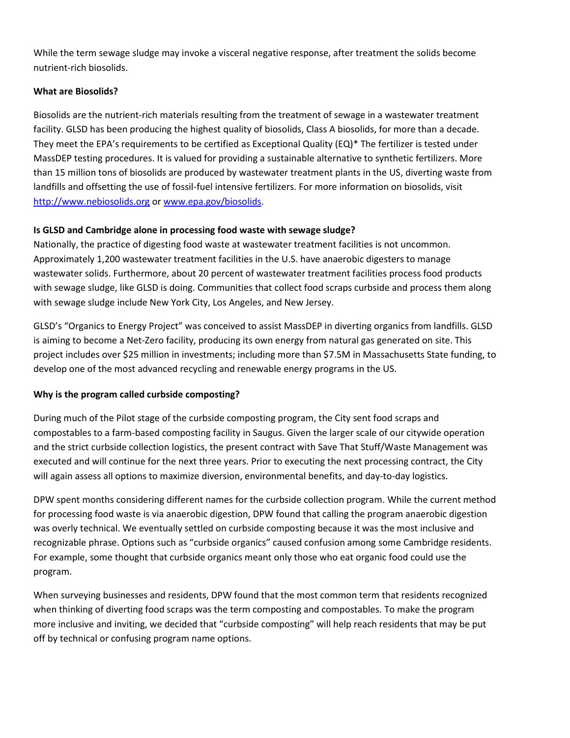While the term sewage sludge may invoke a visceral negative response, after treatment the solids become nutrient-rich biosolids.

**What are Biosolids?**

Biosolids are the nutrient-rich materials resulting from the treatment of sewage in a wastewater treatment facility. GLSD has been producing the highest quality of biosolids, Class A biosolids, for more than a decade. They meet the EPA's requirements to be certified as Exceptional Quality (EQ)* The fertilizer is tested under MassDEP testing procedures. It is valued for providing a sustainable alternative to synthetic fertilizers. More than 15 million tons of biosolids are produced by wastewater treatment plants in the US, diverting waste from landfills and offsetting the use of fossil-fuel intensive fertilizers. For more information on biosolids, visit [http://www.nebiosolids.org](http://www.nebiosolids.org) or [www.epa.gov/biosolids](www.epa.gov/biosolids).

**Is GLSD and Cambridge alone in processing food waste with sewage sludge?**

Nationally, the practice of digesting food waste at wastewater treatment facilities is not uncommon. Approximately 1,200 wastewater treatment facilities in the U.S. have anaerobic digesters to manage wastewater solids. Furthermore, about 20 percent of wastewater treatment facilities process food products with sewage sludge, like GLSD is doing. Communities that collect food scraps curbside and process them along with sewage sludge include New York City, Los Angeles, and New Jersey.

GLSD's "Organics to Energy Project" was conceived to assist MassDEP in diverting organics from landfills. GLSD is aiming to become a Net-Zero facility, producing its own energy from natural gas generated on site. This project includes over $25 million in investments; including more than $7.5M in Massachusetts State funding, to develop one of the most advanced recycling and renewable energy programs in the US.

**Why is the program called curbside composting?**

During much of the Pilot stage of the curbside composting program, the City sent food scraps and compostables to a farm-based composting facility in Saugus. Given the larger scale of our citywide operation and the strict curbside collection logistics, the present contract with Save That Stuff/Waste Management was executed and will continue for the next three years. Prior to executing the next processing contract, the City will again assess all options to maximize diversion, environmental benefits, and day-to-day logistics.

DPW spent months considering different names for the curbside collection program. While the current method for processing food waste is via anaerobic digestion, DPW found that calling the program anaerobic digestion was overly technical. We eventually settled on curbside composting because it was the most inclusive and recognizable phrase. Options such as "curbside organics" caused confusion among some Cambridge residents. For example, some thought that curbside organics meant only those who eat organic food could use the program.

When surveying businesses and residents, DPW found that the most common term that residents recognized when thinking of diverting food scraps was the term composting and compostables. To make the program more inclusive and inviting, we decided that "curbside composting" will help reach residents that may be put off by technical or confusing program name options.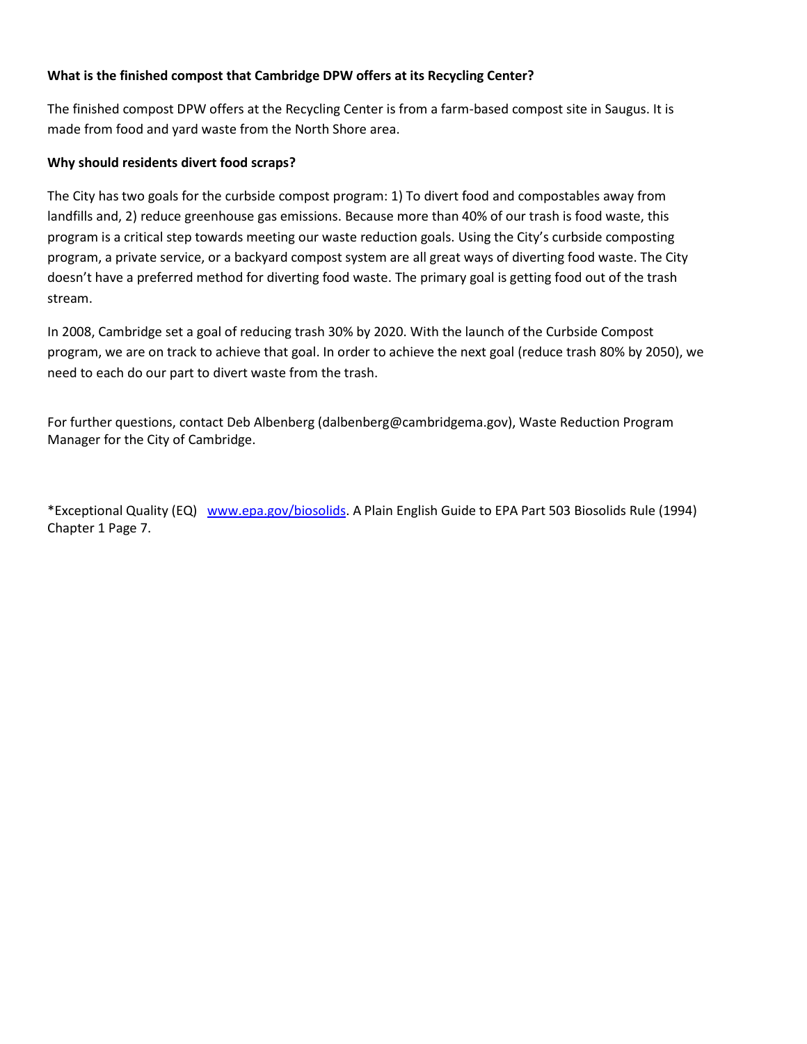**What is the finished compost that Cambridge DPW offers at its Recycling Center?**

The finished compost DPW offers at the Recycling Center is from a farm-based compost site in Saugus. It is made from food and yard waste from the North Shore area.

**Why should residents divert food scraps?**

The City has two goals for the curbside compost program: 1) To divert food and compostables away from landfills and, 2) reduce greenhouse gas emissions. Because more than 40% of our trash is food waste, this program is a critical step towards meeting our waste reduction goals. Using the City's curbside composting program, a private service, or a backyard compost system are all great ways of diverting food waste. The City doesn't have a preferred method for diverting food waste. The primary goal is getting food out of the trash stream.

In 2008, Cambridge set a goal of reducing trash 30% by 2020. With the launch of the Curbside Compost program, we are on track to achieve that goal. In order to achieve the next goal (reduce trash 80% by 2050), we need to each do our part to divert waste from the trash.

For further questions, contact Deb Albenberg (dalbenberg@cambridgema.gov), Waste Reduction Program Manager for the City of Cambridge.

*Exceptional Quality (EQ) [www.epa.gov/biosolids](http://www.epa.gov/biosolids). A Plain English Guide to EPA Part 503 Biosolids Rule (1994) Chapter 1 Page 7.